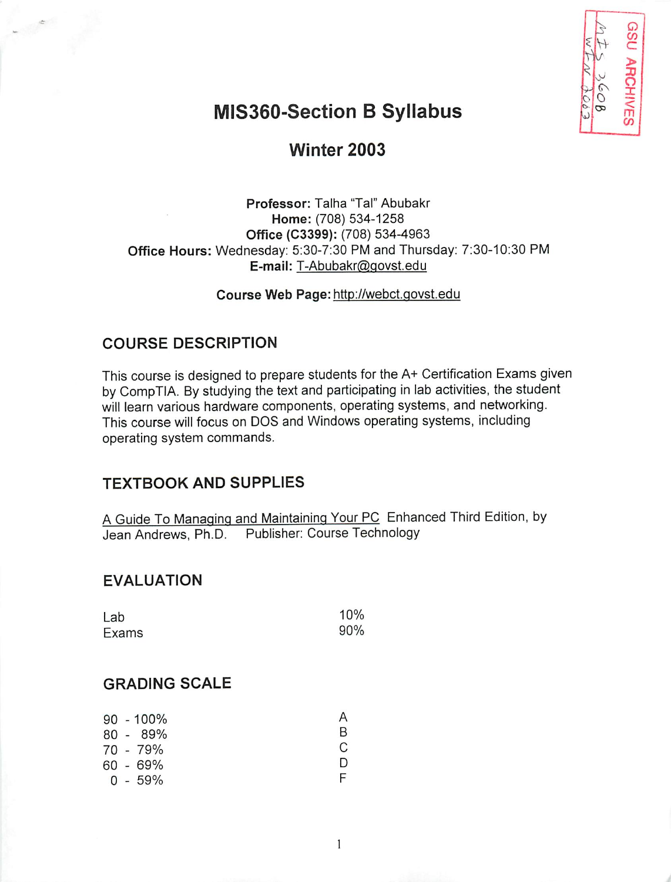GSU ARCHIVES
MIS 360B
WIN 2003

# MIS360-Section B Syllabus

## Winter 2003

**Professor:** Talha "Tal" Abubakr
**Home:** (708) 534-1258
**Office (C3399):** (708) 534-4963
**Office Hours:** Wednesday: 5:30-7:30 PM and Thursday: 7:30-10:30 PM
**E-mail:** T-Abubakr@govst.edu

**Course Web Page:** http://webct.govst.edu

## COURSE DESCRIPTION

This course is designed to prepare students for the A+ Certification Exams given by CompTIA. By studying the text and participating in lab activities, the student will learn various hardware components, operating systems, and networking. This course will focus on DOS and Windows operating systems, including operating system commands.

## TEXTBOOK AND SUPPLIES

A Guide To Managing and Maintaining Your PC Enhanced Third Edition, by Jean Andrews, Ph.D. Publisher: Course Technology

## EVALUATION

| | |
|---|---|
| Lab | 10% |
| Exams | 90% |

## GRADING SCALE

| | |
|---|---|
| 90 - 100% | A |
| 80 - 89% | B |
| 70 - 79% | C |
| 60 - 69% | D |
| 0 - 59% | F |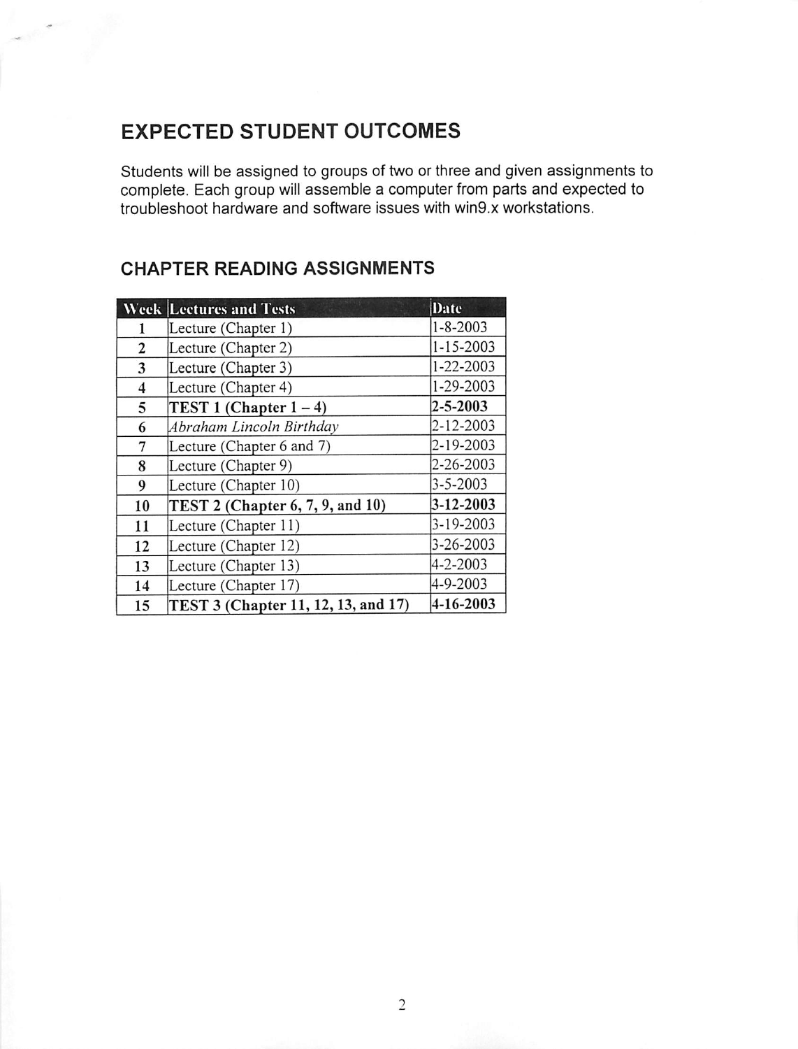## EXPECTED STUDENT OUTCOMES

Students will be assigned to groups of two or three and given assignments to complete. Each group will assemble a computer from parts and expected to troubleshoot hardware and software issues with win9.x workstations.

## CHAPTER READING ASSIGNMENTS

| Week | Lectures and Tests | Date |
|---|---|---|
| 1 | Lecture (Chapter 1) | 1-8-2003 |
| 2 | Lecture (Chapter 2) | 1-15-2003 |
| 3 | Lecture (Chapter 3) | 1-22-2003 |
| 4 | Lecture (Chapter 4) | 1-29-2003 |
| **5** | **TEST 1 (Chapter 1 – 4)** | **2-5-2003** |
| 6 | *Abraham Lincoln Birthday* | 2-12-2003 |
| 7 | Lecture (Chapter 6 and 7) | 2-19-2003 |
| 8 | Lecture (Chapter 9) | 2-26-2003 |
| 9 | Lecture (Chapter 10) | 3-5-2003 |
| **10** | **TEST 2 (Chapter 6, 7, 9, and 10)** | **3-12-2003** |
| 11 | Lecture (Chapter 11) | 3-19-2003 |
| 12 | Lecture (Chapter 12) | 3-26-2003 |
| 13 | Lecture (Chapter 13) | 4-2-2003 |
| 14 | Lecture (Chapter 17) | 4-9-2003 |
| **15** | **TEST 3 (Chapter 11, 12, 13, and 17)** | **4-16-2003** |